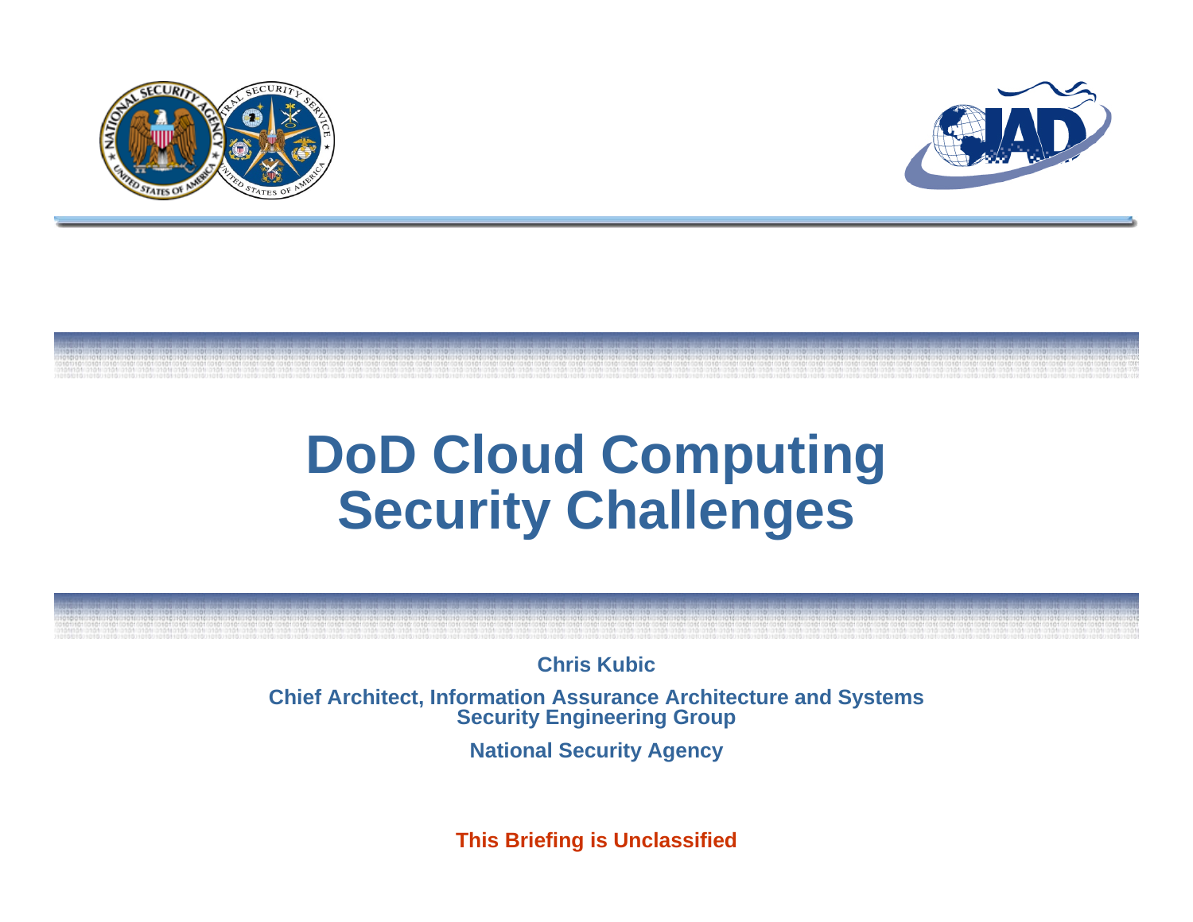# DoD Cloud Computing Security Challenges

**Chris Kubic**

**Chief Architect, Information Assurance Architecture and Systems Security Engineering Group**

**National Security Agency**

**This Briefing is Unclassified**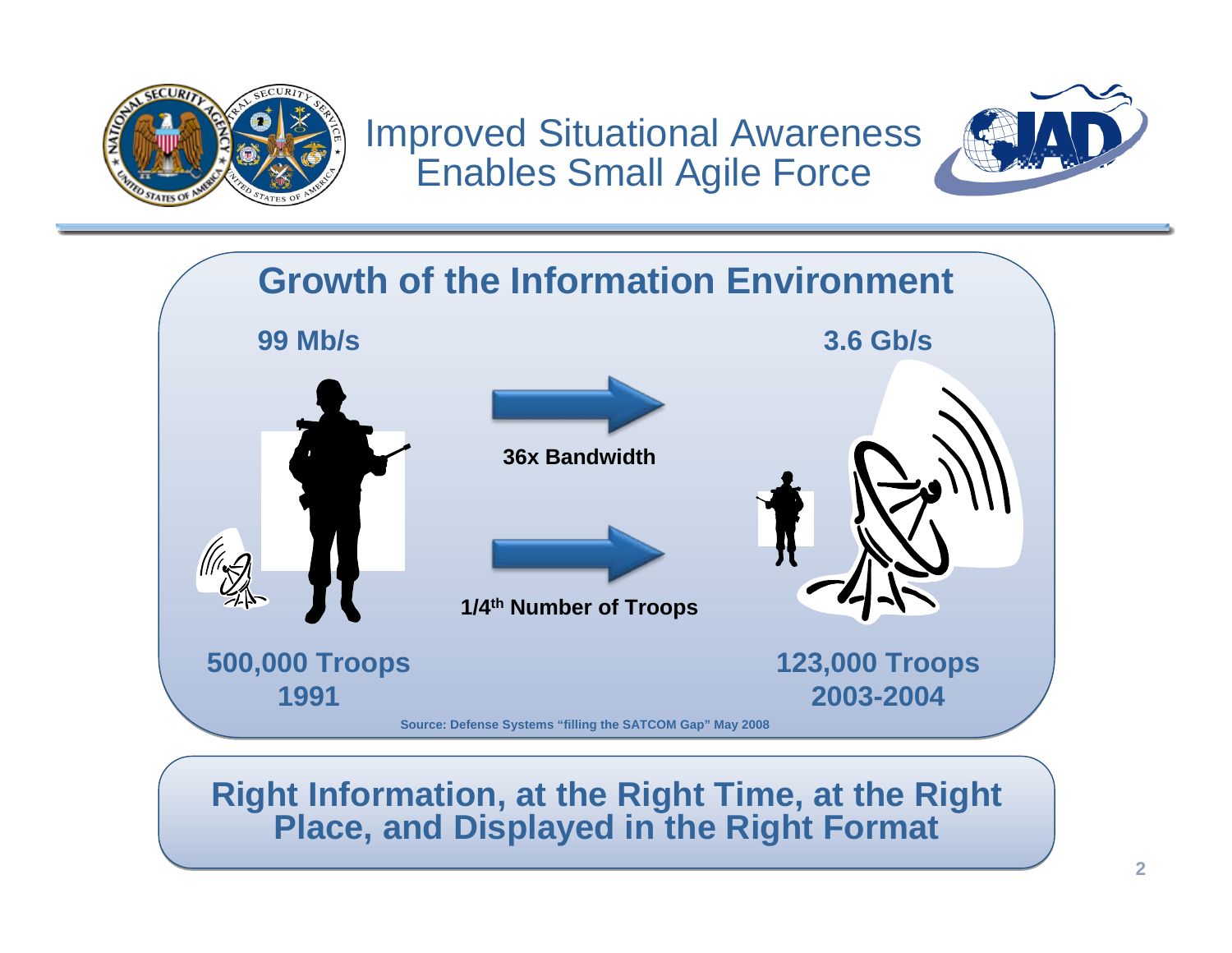# Improved Situational Awareness Enables Small Agile Force

## Growth of the Information Environment

**99 Mb/s**

**3.6 Gb/s**

**36x Bandwidth**

**1/4th Number of Troops**

**500,000 Troops**
**1991**

**123,000 Troops**
**2003-2004**

Source: Defense Systems "filling the SATCOM Gap" May 2008

**Right Information, at the Right Time, at the Right Place, and Displayed in the Right Format**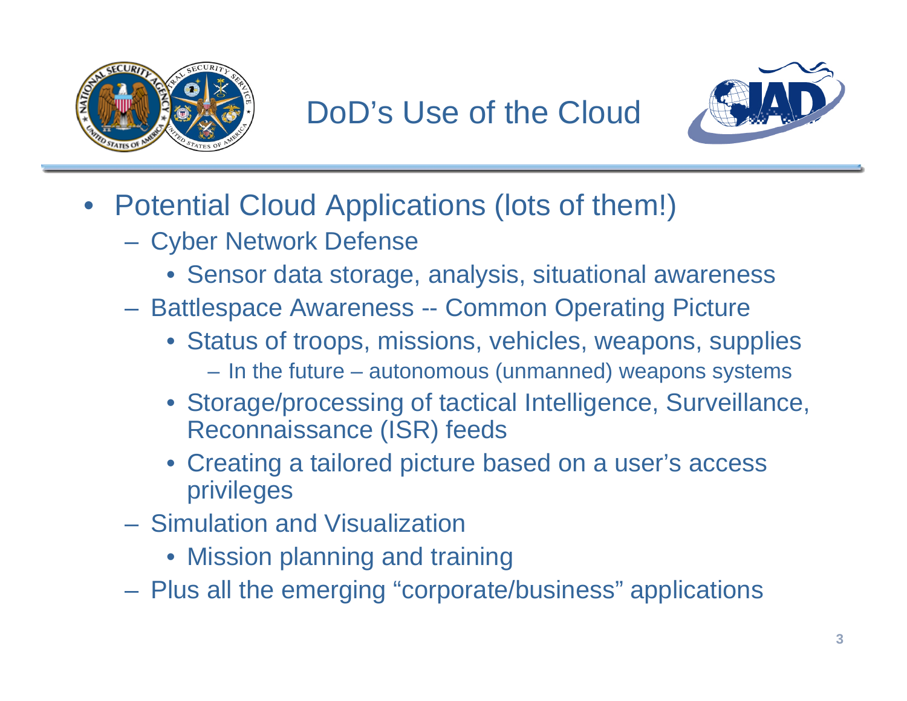# DoD's Use of the Cloud

- Potential Cloud Applications (lots of them!)
  - Cyber Network Defense
    - Sensor data storage, analysis, situational awareness
  - Battlespace Awareness -- Common Operating Picture
    - Status of troops, missions, vehicles, weapons, supplies
      - In the future – autonomous (unmanned) weapons systems
    - Storage/processing of tactical Intelligence, Surveillance, Reconnaissance (ISR) feeds
    - Creating a tailored picture based on a user's access privileges
  - Simulation and Visualization
    - Mission planning and training
  - Plus all the emerging "corporate/business" applications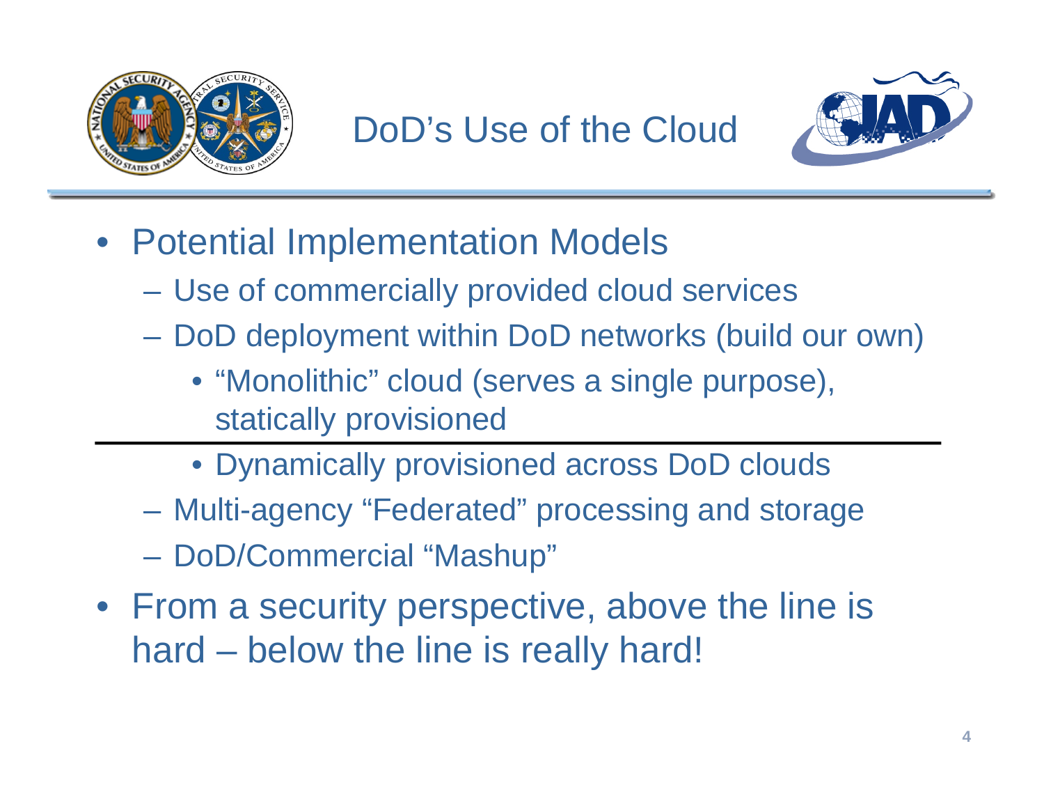# DoD's Use of the Cloud

- Potential Implementation Models
  - Use of commercially provided cloud services
  - DoD deployment within DoD networks (build our own)
    - "Monolithic" cloud (serves a single purpose), statically provisioned

---

    - Dynamically provisioned across DoD clouds
  - Multi-agency "Federated" processing and storage
  - DoD/Commercial "Mashup"
- From a security perspective, above the line is hard – below the line is really hard!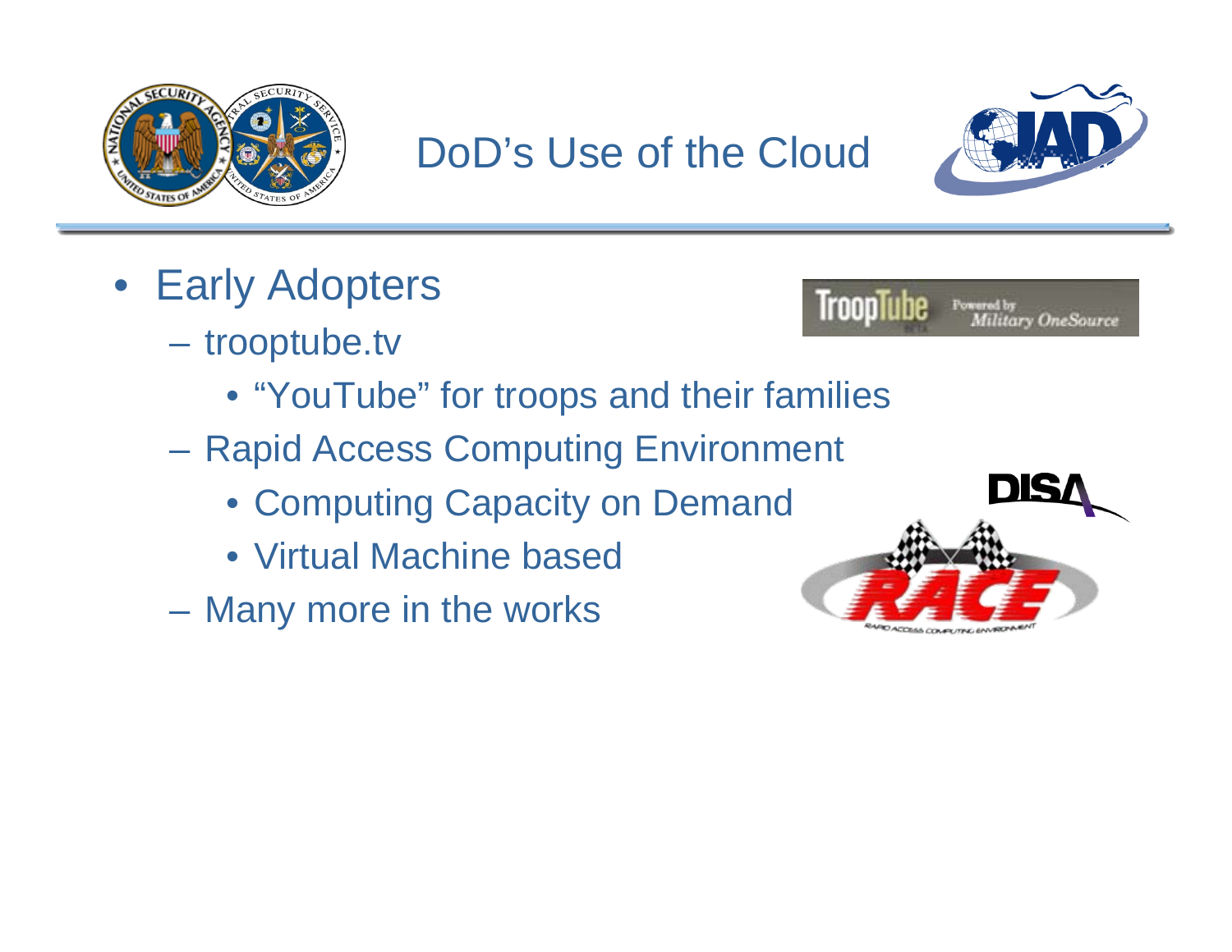# DoD's Use of the Cloud

- Early Adopters
  - trooptube.tv
    - "YouTube" for troops and their families
  - Rapid Access Computing Environment
    - Computing Capacity on Demand
    - Virtual Machine based
  - Many more in the works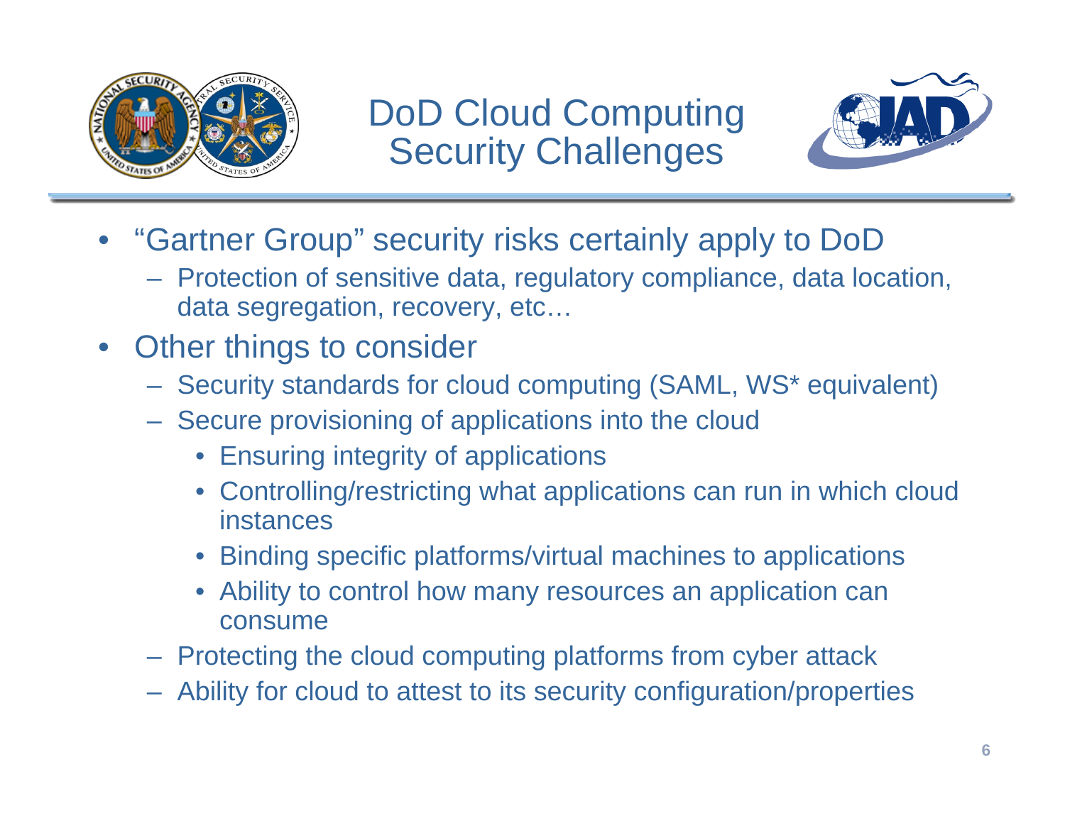# DoD Cloud Computing Security Challenges

- “Gartner Group” security risks certainly apply to DoD
  - Protection of sensitive data, regulatory compliance, data location, data segregation, recovery, etc…
- Other things to consider
  - Security standards for cloud computing (SAML, WS* equivalent)
  - Secure provisioning of applications into the cloud
    - Ensuring integrity of applications
    - Controlling/restricting what applications can run in which cloud instances
    - Binding specific platforms/virtual machines to applications
    - Ability to control how many resources an application can consume
  - Protecting the cloud computing platforms from cyber attack
  - Ability for cloud to attest to its security configuration/properties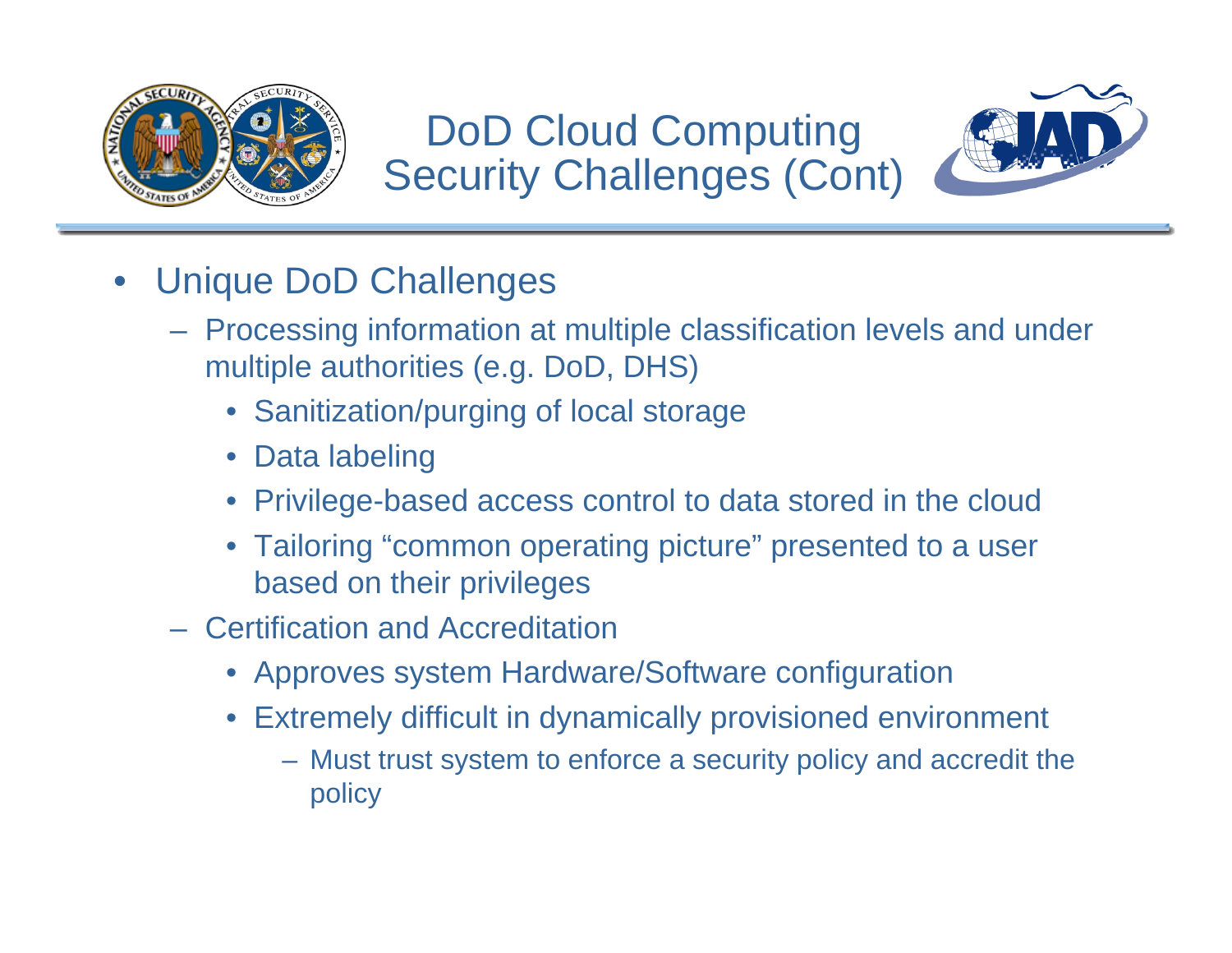# DoD Cloud Computing Security Challenges (Cont)

- Unique DoD Challenges
  - Processing information at multiple classification levels and under multiple authorities (e.g. DoD, DHS)
    - Sanitization/purging of local storage
    - Data labeling
    - Privilege-based access control to data stored in the cloud
    - Tailoring "common operating picture" presented to a user based on their privileges
  - Certification and Accreditation
    - Approves system Hardware/Software configuration
    - Extremely difficult in dynamically provisioned environment
      - Must trust system to enforce a security policy and accredit the policy